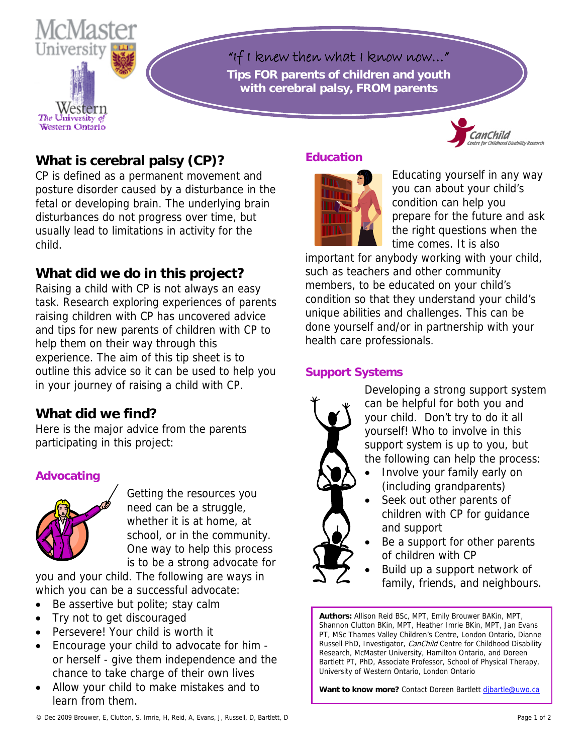# "If I knew then what I know now…"

**Tips FOR parents of children and youth with cerebral palsy, FROM parents**

## What is cerebral palsy (CP)?

CP is defined as a permanent movement and posture disorder caused by a disturbance in the fetal or developing brain. The underlying brain disturbances do not progress over time, but usually lead to limitations in activity for the child.

## What did we do in this project?

Raising a child with CP is not always an easy task. Research exploring experiences of parents raising children with CP has uncovered advice and tips for new parents of children with CP to help them on their way through this experience. The aim of this tip sheet is to outline this advice so it can be used to help you in your journey of raising a child with CP.

## What did we find?

Here is the major advice from the parents participating in this project:

### Advocating

Getting the resources you need can be a struggle, whether it is at home, at school, or in the community. One way to help this process is to be a strong advocate for you and your child. The following are ways in which you can be a successful advocate:

- Be assertive but polite; stay calm
- Try not to get discouraged
- Persevere! Your child is worth it
- Encourage your child to advocate for him - or herself - give them independence and the chance to take charge of their own lives
- Allow your child to make mistakes and to learn from them.

### Education

Educating yourself in any way you can about your child's condition can help you prepare for the future and ask the right questions when the time comes. It is also important for anybody working with your child, such as teachers and other community members, to be educated on your child's condition so that they understand your child's unique abilities and challenges. This can be done yourself and/or in partnership with your health care professionals.

### Support Systems

Developing a strong support system can be helpful for both you and your child. Don't try to do it all yourself! Who to involve in this support system is up to you, but the following can help the process:

- Involve your family early on (including grandparents)
- Seek out other parents of children with CP for guidance and support
- Be a support for other parents of children with CP
- Build up a support network of family, friends, and neighbours.

**Authors:** Allison Reid BSc, MPT, Emily Brouwer BAKin, MPT, Shannon Clutton BKin, MPT, Heather Imrie BKin, MPT, Jan Evans PT, MSc Thames Valley Children's Centre, London Ontario, Dianne Russell PhD, Investigator, *CanChild* Centre for Childhood Disability Research, McMaster University, Hamilton Ontario, and Doreen Bartlett PT, PhD, Associate Professor, School of Physical Therapy, University of Western Ontario, London Ontario

**Want to know more?** Contact Doreen Bartlett djbartle@uwo.ca

© Dec 2009 Brouwer, E, Clutton, S, Imrie, H, Reid, A, Evans, J, Russell, D, Bartlett, D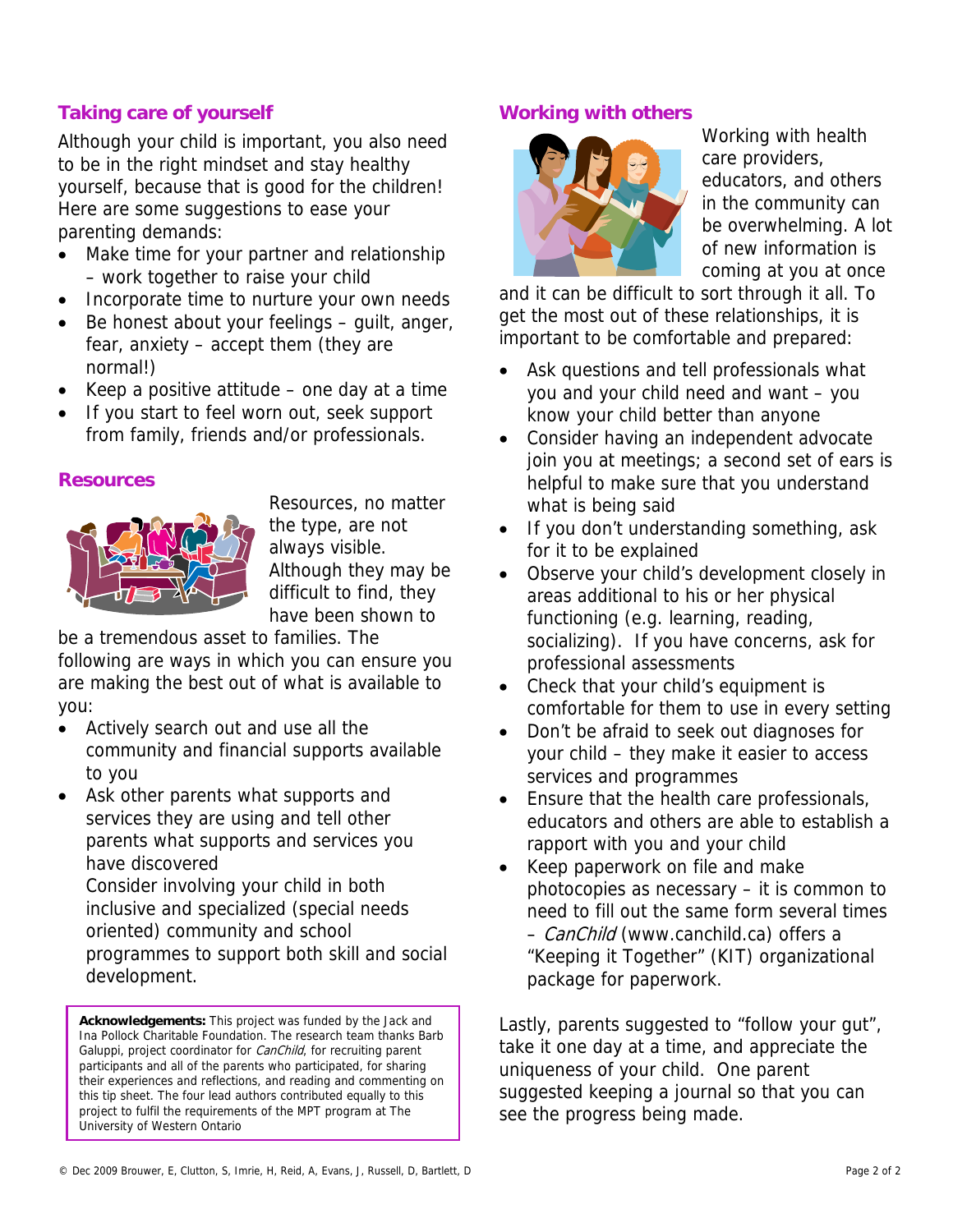## Taking care of yourself

Although your child is important, you also need to be in the right mindset and stay healthy yourself, because that is good for the children! Here are some suggestions to ease your parenting demands:

- Make time for your partner and relationship – work together to raise your child
- Incorporate time to nurture your own needs
- Be honest about your feelings – guilt, anger, fear, anxiety – accept them (they are normal!)
- Keep a positive attitude – one day at a time
- If you start to feel worn out, seek support from family, friends and/or professionals.

## Resources

Resources, no matter the type, are not always visible. Although they may be difficult to find, they have been shown to be a tremendous asset to families. The following are ways in which you can ensure you are making the best out of what is available to you:

- Actively search out and use all the community and financial supports available to you
- Ask other parents what supports and services they are using and tell other parents what supports and services you have discovered
  Consider involving your child in both inclusive and specialized (special needs oriented) community and school programmes to support both skill and social development.

**Acknowledgements:** This project was funded by the Jack and Ina Pollock Charitable Foundation. The research team thanks Barb Galuppi, project coordinator for *CanChild*, for recruiting parent participants and all of the parents who participated, for sharing their experiences and reflections, and reading and commenting on this tip sheet. The four lead authors contributed equally to this project to fulfil the requirements of the MPT program at The University of Western Ontario

## Working with others

Working with health care providers, educators, and others in the community can be overwhelming. A lot of new information is coming at you at once and it can be difficult to sort through it all. To get the most out of these relationships, it is important to be comfortable and prepared:

- Ask questions and tell professionals what you and your child need and want – you know your child better than anyone
- Consider having an independent advocate join you at meetings; a second set of ears is helpful to make sure that you understand what is being said
- If you don't understanding something, ask for it to be explained
- Observe your child's development closely in areas additional to his or her physical functioning (e.g. learning, reading, socializing). If you have concerns, ask for professional assessments
- Check that your child's equipment is comfortable for them to use in every setting
- Don't be afraid to seek out diagnoses for your child – they make it easier to access services and programmes
- Ensure that the health care professionals, educators and others are able to establish a rapport with you and your child
- Keep paperwork on file and make photocopies as necessary – it is common to need to fill out the same form several times – *CanChild* (www.canchild.ca) offers a "Keeping it Together" (KIT) organizational package for paperwork.

Lastly, parents suggested to "follow your gut", take it one day at a time, and appreciate the uniqueness of your child. One parent suggested keeping a journal so that you can see the progress being made.

© Dec 2009 Brouwer, E, Clutton, S, Imrie, H, Reid, A, Evans, J, Russell, D, Bartlett, D